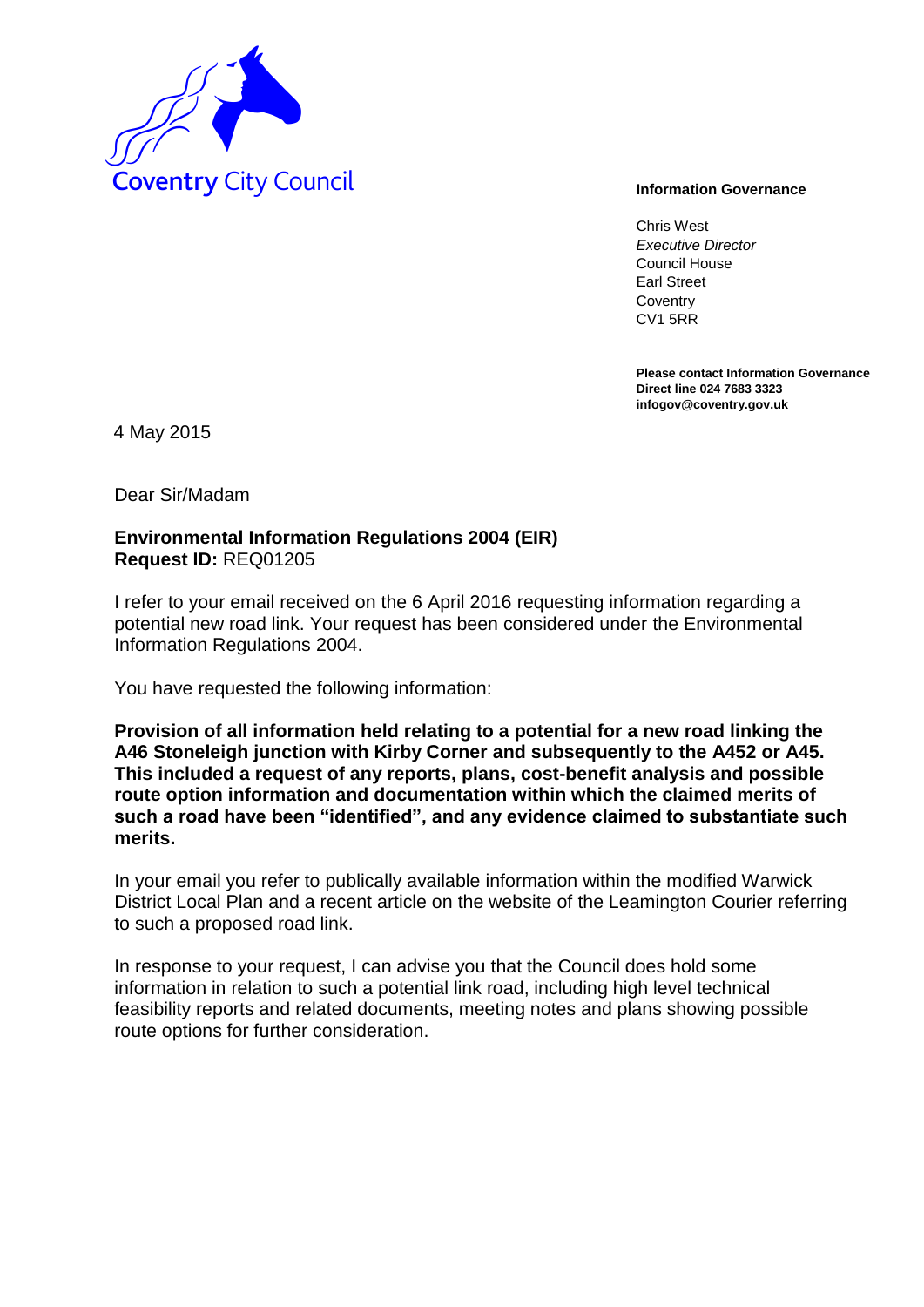Coventry City Council

**Information Governance**

Chris West
*Executive Director*
Council House
Earl Street
Coventry
CV1 5RR

**Please contact Information Governance**
**Direct line 024 7683 3323**
**infogov@coventry.gov.uk**

4 May 2015

Dear Sir/Madam

**Environmental Information Regulations 2004 (EIR)**
**Request ID:** REQ01205

I refer to your email received on the 6 April 2016 requesting information regarding a potential new road link. Your request has been considered under the Environmental Information Regulations 2004.

You have requested the following information:

**Provision of all information held relating to a potential for a new road linking the A46 Stoneleigh junction with Kirby Corner and subsequently to the A452 or A45. This included a request of any reports, plans, cost-benefit analysis and possible route option information and documentation within which the claimed merits of such a road have been "identified", and any evidence claimed to substantiate such merits.**

In your email you refer to publically available information within the modified Warwick District Local Plan and a recent article on the website of the Leamington Courier referring to such a proposed road link.

In response to your request, I can advise you that the Council does hold some information in relation to such a potential link road, including high level technical feasibility reports and related documents, meeting notes and plans showing possible route options for further consideration.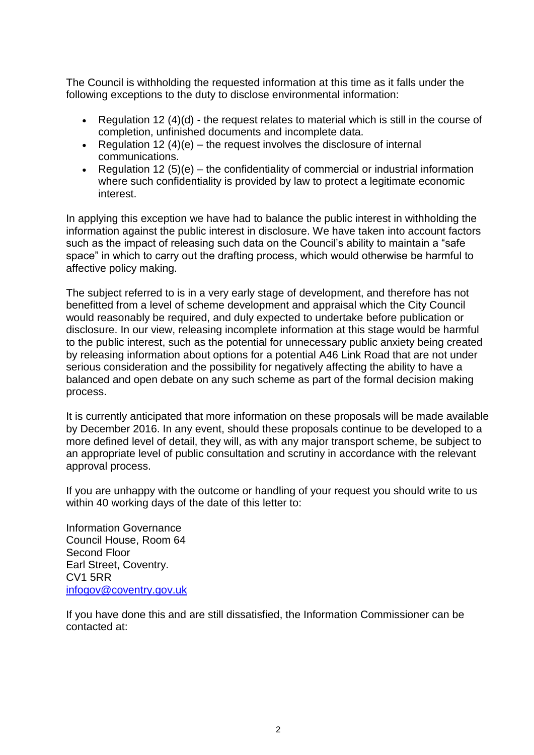The Council is withholding the requested information at this time as it falls under the following exceptions to the duty to disclose environmental information:

- Regulation 12 (4)(d) - the request relates to material which is still in the course of completion, unfinished documents and incomplete data.
- Regulation 12 (4)(e) – the request involves the disclosure of internal communications.
- Regulation 12 (5)(e) – the confidentiality of commercial or industrial information where such confidentiality is provided by law to protect a legitimate economic interest.

In applying this exception we have had to balance the public interest in withholding the information against the public interest in disclosure. We have taken into account factors such as the impact of releasing such data on the Council's ability to maintain a "safe space" in which to carry out the drafting process, which would otherwise be harmful to affective policy making.

The subject referred to is in a very early stage of development, and therefore has not benefitted from a level of scheme development and appraisal which the City Council would reasonably be required, and duly expected to undertake before publication or disclosure. In our view, releasing incomplete information at this stage would be harmful to the public interest, such as the potential for unnecessary public anxiety being created by releasing information about options for a potential A46 Link Road that are not under serious consideration and the possibility for negatively affecting the ability to have a balanced and open debate on any such scheme as part of the formal decision making process.

It is currently anticipated that more information on these proposals will be made available by December 2016. In any event, should these proposals continue to be developed to a more defined level of detail, they will, as with any major transport scheme, be subject to an appropriate level of public consultation and scrutiny in accordance with the relevant approval process.

If you are unhappy with the outcome or handling of your request you should write to us within 40 working days of the date of this letter to:

Information Governance
Council House, Room 64
Second Floor
Earl Street, Coventry.
CV1 5RR
infogov@coventry.gov.uk

If you have done this and are still dissatisfied, the Information Commissioner can be contacted at: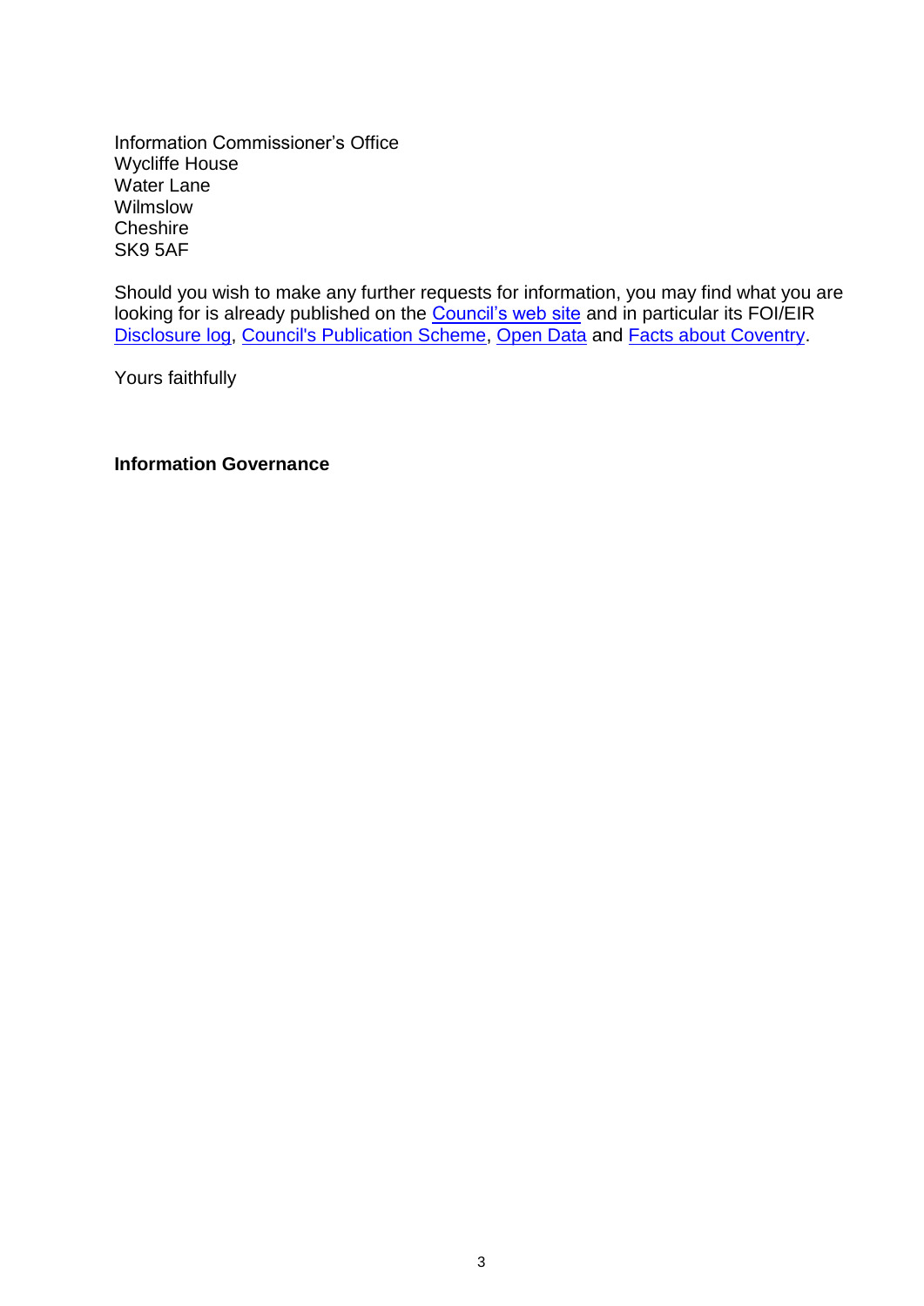Information Commissioner's Office
Wycliffe House
Water Lane
Wilmslow
Cheshire
SK9 5AF

Should you wish to make any further requests for information, you may find what you are looking for is already published on the Council's web site and in particular its FOI/EIR Disclosure log, Council's Publication Scheme, Open Data and Facts about Coventry.

Yours faithfully

**Information Governance**